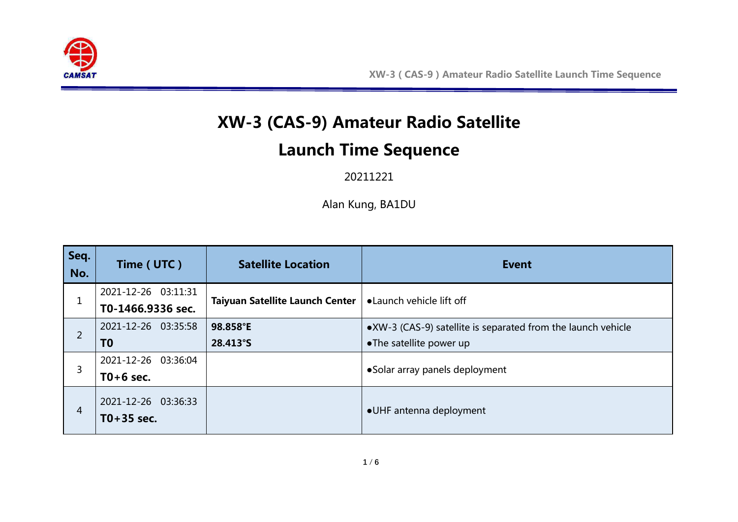# XW-3 (CAS-9) Amateur Radio Satellite

# Launch Time Sequence

20211221

Alan Kung, BA1DU

| Seq. No. | Time ( UTC ) | Satellite Location | Event |
|---|---|---|---|
| 1 | 2021-12-26 03:11:31<br>**T0-1466.9336 sec.** | **Taiyuan Satellite Launch Center** | ●Launch vehicle lift off |
| 2 | 2021-12-26 03:35:58<br>**T0** | **98.858°E**<br>**28.413°S** | ●XW-3 (CAS-9) satellite is separated from the launch vehicle<br>●The satellite power up |
| 3 | 2021-12-26 03:36:04<br>**T0+6 sec.** | | ●Solar array panels deployment |
| 4 | 2021-12-26 03:36:33<br>**T0+35 sec.** | | ●UHF antenna deployment |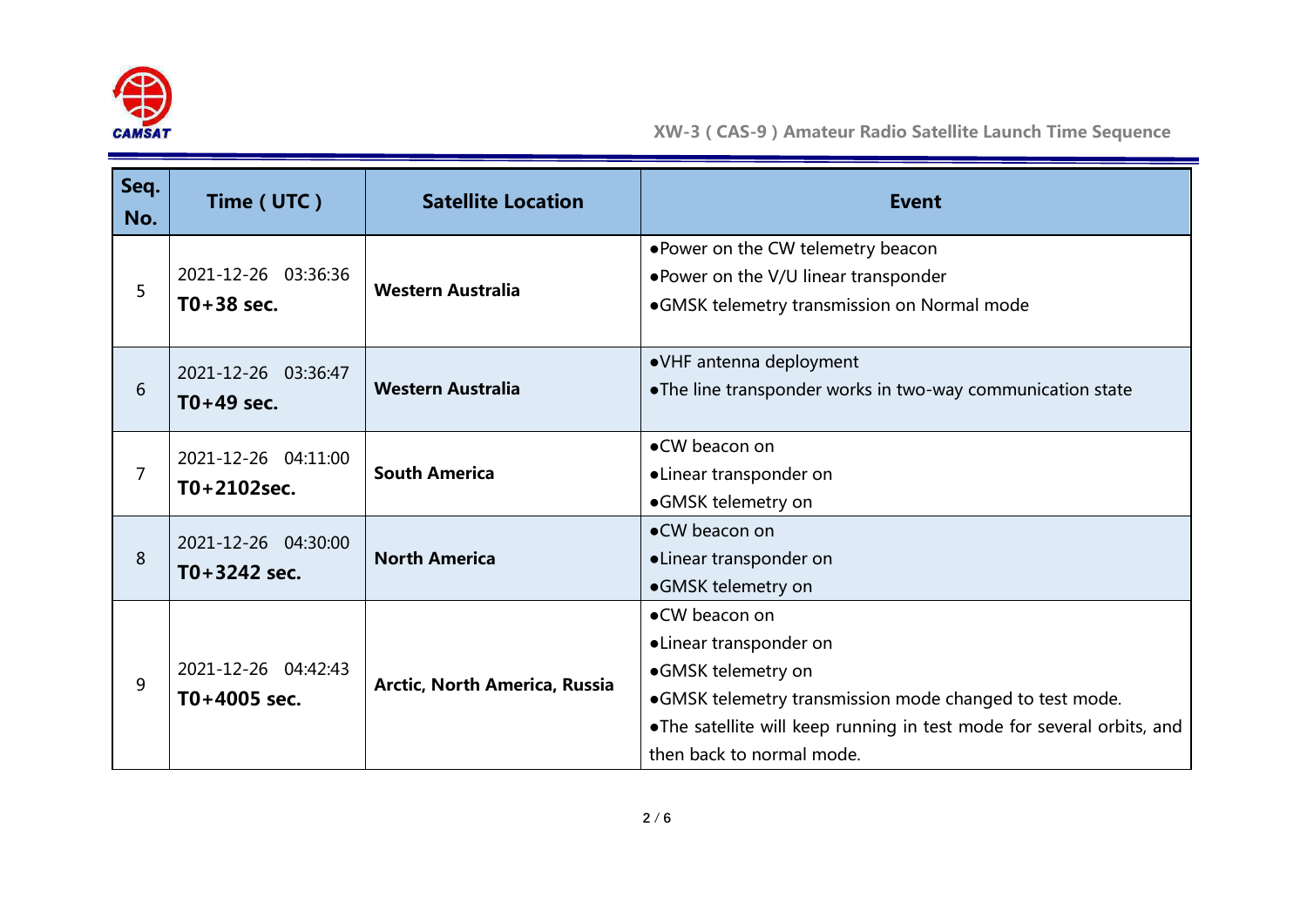| Seq. No. | Time ( UTC ) | Satellite Location | Event |
|---|---|---|---|
| 5 | 2021-12-26 03:36:36 **T0+38 sec.** | **Western Australia** | ●Power on the CW telemetry beacon ●Power on the V/U linear transponder ●GMSK telemetry transmission on Normal mode |
| 6 | 2021-12-26 03:36:47 **T0+49 sec.** | **Western Australia** | ●VHF antenna deployment ●The line transponder works in two-way communication state |
| 7 | 2021-12-26 04:11:00 **T0+2102sec.** | **South America** | ●CW beacon on ●Linear transponder on ●GMSK telemetry on |
| 8 | 2021-12-26 04:30:00 **T0+3242 sec.** | **North America** | ●CW beacon on ●Linear transponder on ●GMSK telemetry on |
| 9 | 2021-12-26 04:42:43 **T0+4005 sec.** | **Arctic, North America, Russia** | ●CW beacon on ●Linear transponder on ●GMSK telemetry on ●GMSK telemetry transmission mode changed to test mode. ●The satellite will keep running in test mode for several orbits, and then back to normal mode. |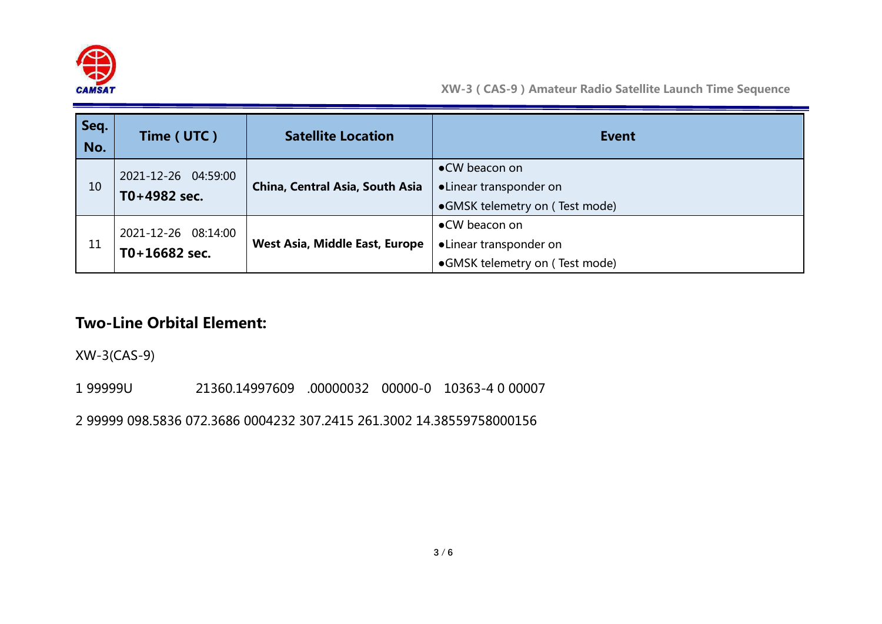| Seq. No. | Time ( UTC ) | Satellite Location | Event |
|---|---|---|---|
| 10 | 2021-12-26 04:59:00 **T0+4982 sec.** | **China, Central Asia, South Asia** | ●CW beacon on ●Linear transponder on ●GMSK telemetry on ( Test mode) |
| 11 | 2021-12-26 08:14:00 **T0+16682 sec.** | **West Asia, Middle East, Europe** | ●CW beacon on ●Linear transponder on ●GMSK telemetry on ( Test mode) |

## Two-Line Orbital Element:

XW-3(CAS-9)

1 99999U 21360.14997609 .00000032 00000-0 10363-4 0 00007

2 99999 098.5836 072.3686 0004232 307.2415 261.3002 14.38559758000156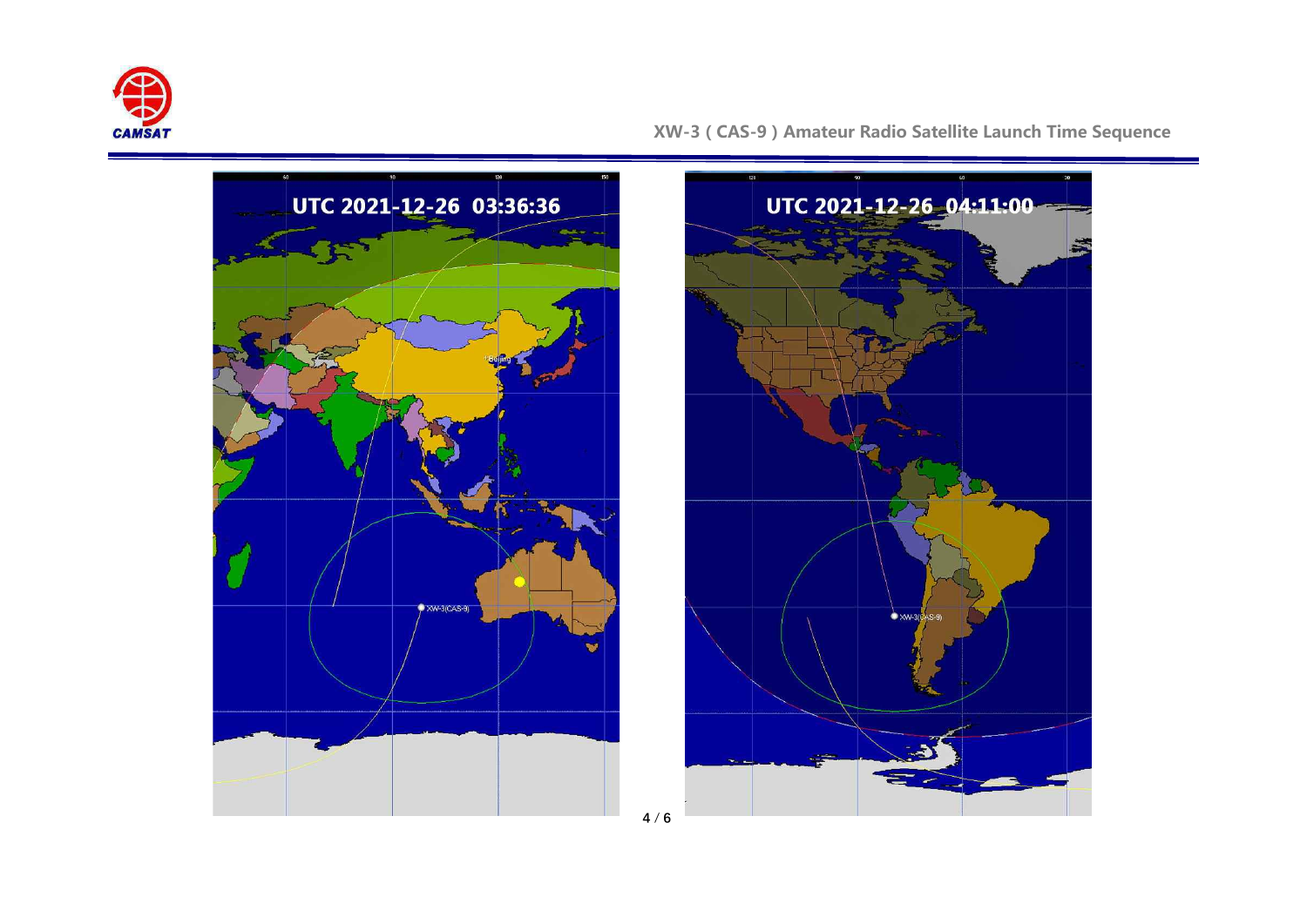UTC 2021-12-26 03:36:36

UTC 2021-12-26 04:11:00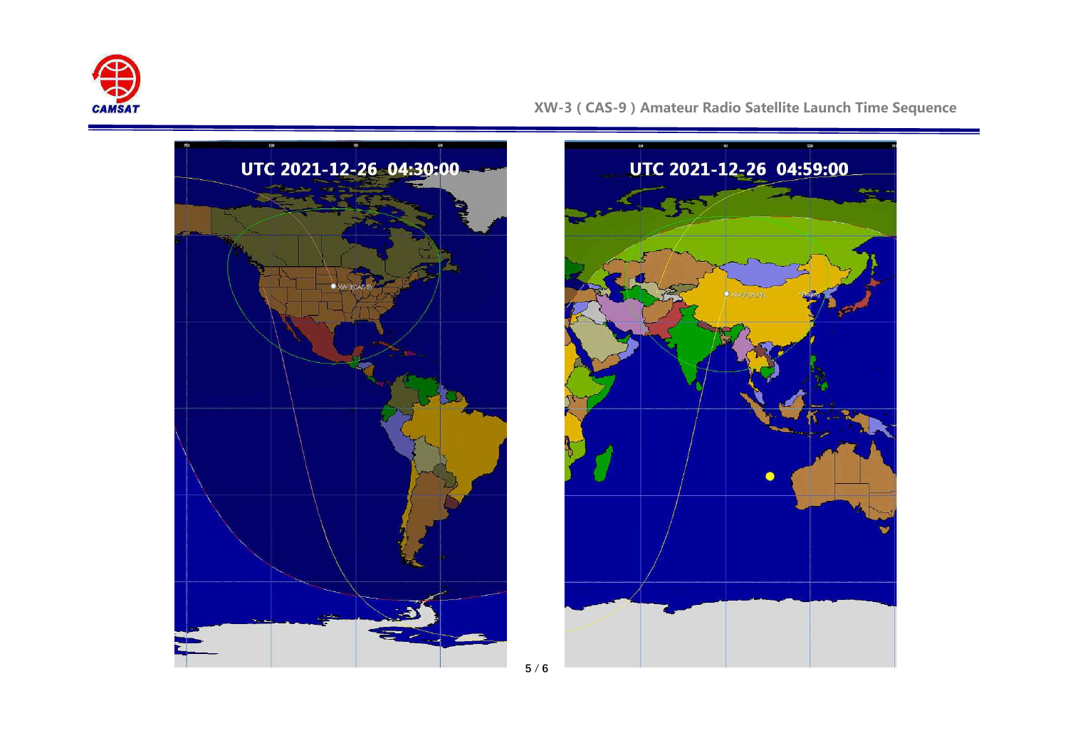UTC 2021-12-26 04:30:00

UTC 2021-12-26 04:59:00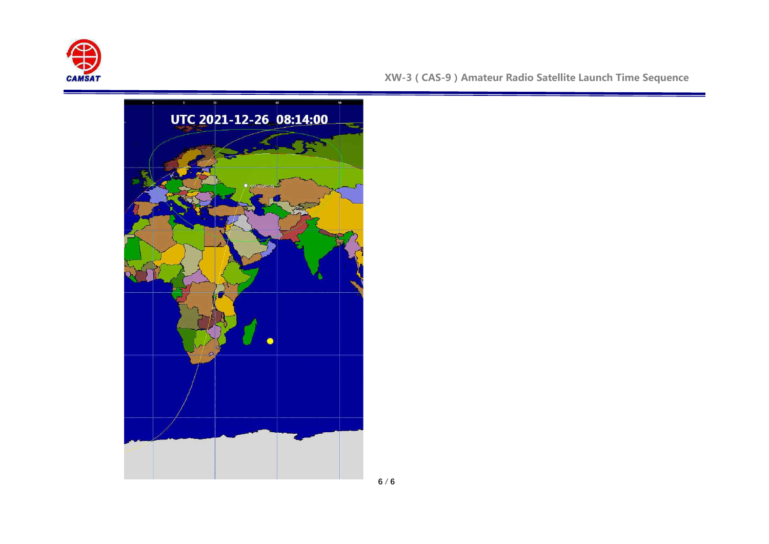UTC 2021-12-26 08:14:00